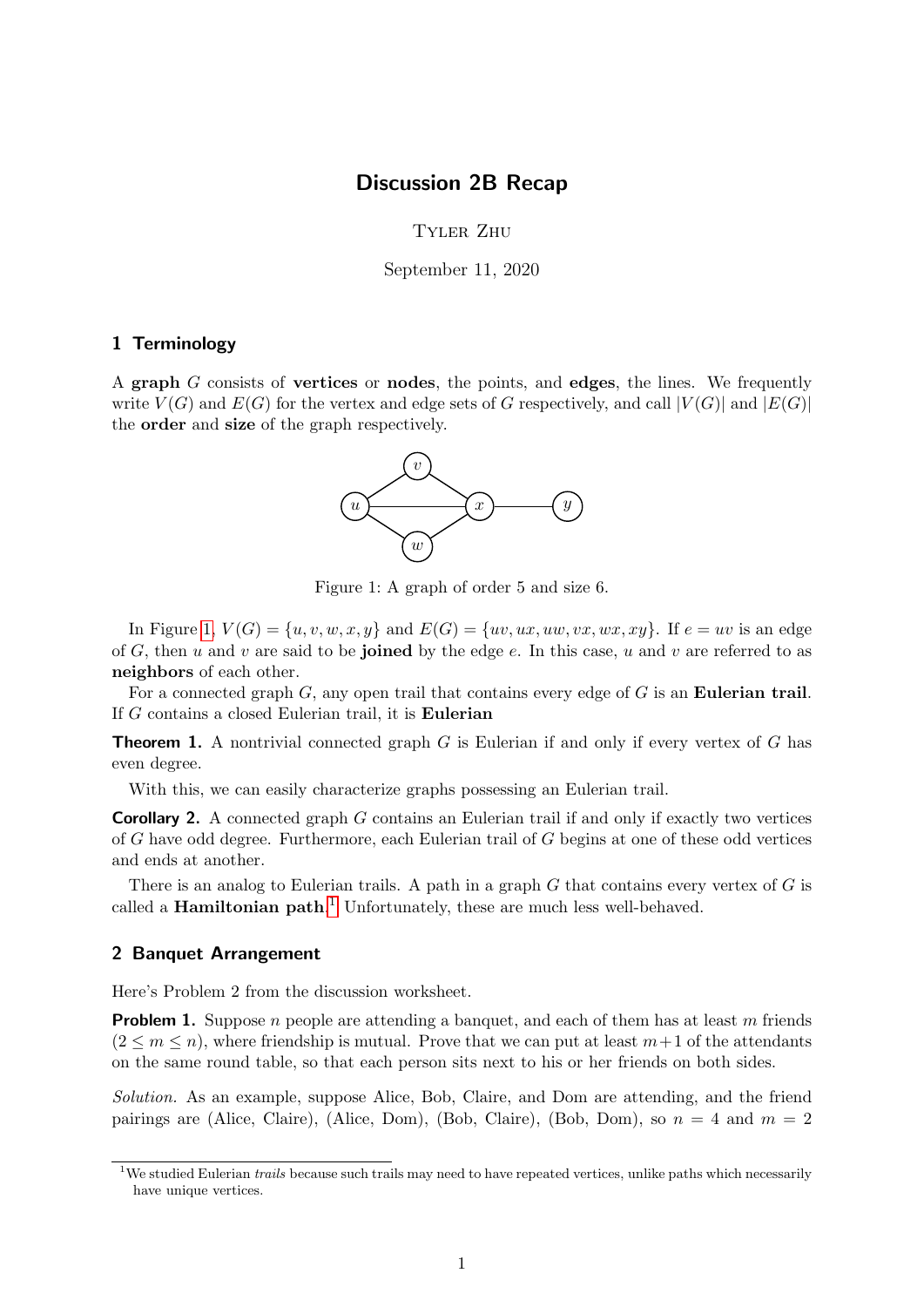# Discussion 2B Recap

Tyler Zhu

September 11, 2020

## 1 Terminology

A **graph** $G$ consists of **vertices** or **nodes**, the points, and **edges**, the lines. We frequently write $V(G)$ and $E(G)$ for the vertex and edge sets of $G$ respectively, and call $|V(G)|$ and $|E(G)|$ the **order** and **size** of the graph respectively.

Figure 1: A graph of order 5 and size 6.

In Figure 1, $V(G) = \{u, v, w, x, y\}$ and $E(G) = \{uv, ux, uw, vx, wx, xy\}$. If $e = uv$ is an edge of $G$, then $u$ and $v$ are said to be **joined** by the edge $e$. In this case, $u$ and $v$ are referred to as **neighbors** of each other.

For a connected graph $G$, any open trail that contains every edge of $G$ is an **Eulerian trail**. If $G$ contains a closed Eulerian trail, it is **Eulerian**

**Theorem 1.** A nontrivial connected graph $G$ is Eulerian if and only if every vertex of $G$ has even degree.

With this, we can easily characterize graphs possessing an Eulerian trail.

**Corollary 2.** A connected graph $G$ contains an Eulerian trail if and only if exactly two vertices of $G$ have odd degree. Furthermore, each Eulerian trail of $G$ begins at one of these odd vertices and ends at another.

There is an analog to Eulerian trails. A path in a graph $G$ that contains every vertex of $G$ is called a **Hamiltonian path**.[1] Unfortunately, these are much less well-behaved.

## 2 Banquet Arrangement

Here's Problem 2 from the discussion worksheet.

**Problem 1.** Suppose $n$ people are attending a banquet, and each of them has at least $m$ friends ($2 \le m \le n$), where friendship is mutual. Prove that we can put at least $m+1$ of the attendants on the same round table, so that each person sits next to his or her friends on both sides.

*Solution.* As an example, suppose Alice, Bob, Claire, and Dom are attending, and the friend pairings are (Alice, Claire), (Alice, Dom), (Bob, Claire), (Bob, Dom), so $n = 4$ and $m = 2$

[1] We studied Eulerian *trails* because such trails may need to have repeated vertices, unlike paths which necessarily have unique vertices.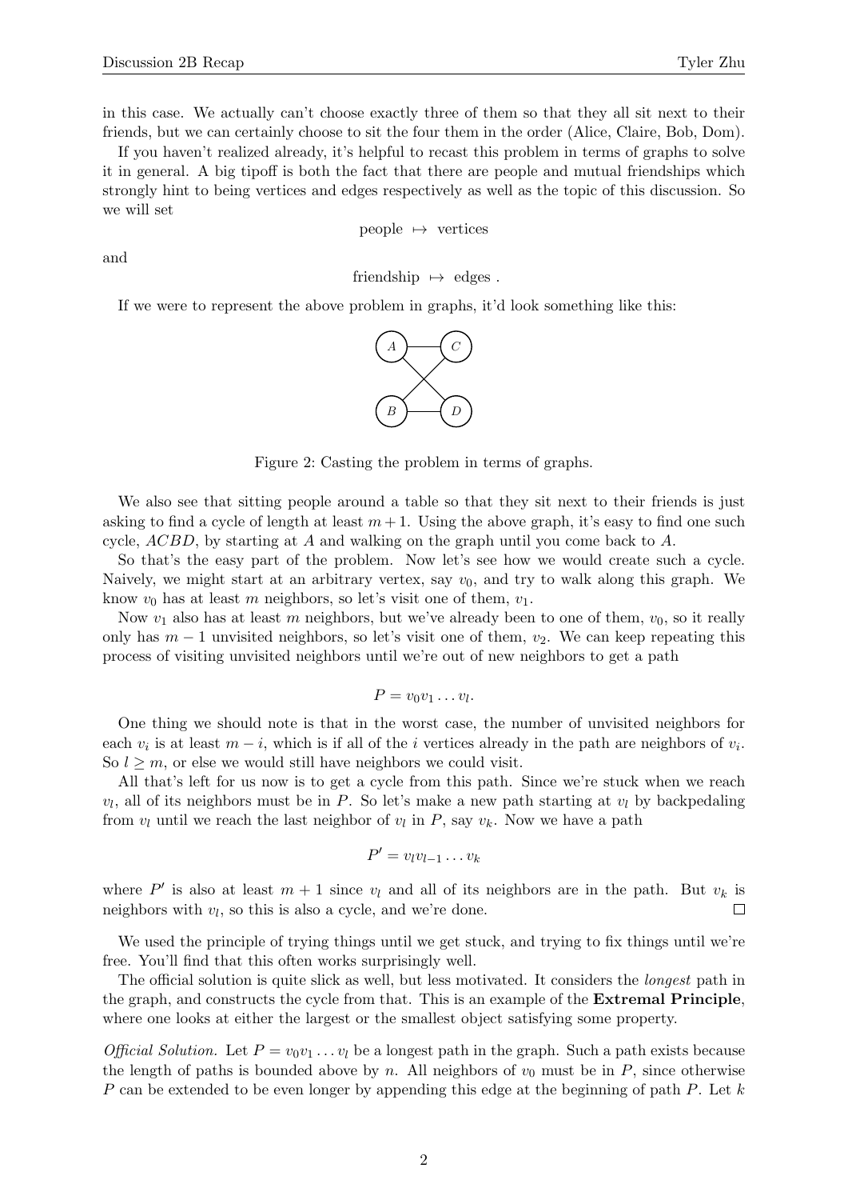in this case. We actually can't choose exactly three of them so that they all sit next to their friends, but we can certainly choose to sit the four them in the order (Alice, Claire, Bob, Dom).

If you haven't realized already, it's helpful to recast this problem in terms of graphs to solve it in general. A big tipoff is both the fact that there are people and mutual friendships which strongly hint to being vertices and edges respectively as well as the topic of this discussion. So we will set

$$\text{people} \;\mapsto\; \text{vertices}$$

and

$$\text{friendship} \;\mapsto\; \text{edges} .$$

If we were to represent the above problem in graphs, it'd look something like this:

Figure 2: Casting the problem in terms of graphs.

We also see that sitting people around a table so that they sit next to their friends is just asking to find a cycle of length at least $m+1$. Using the above graph, it's easy to find one such cycle, $ACBD$, by starting at $A$ and walking on the graph until you come back to $A$.

So that's the easy part of the problem. Now let's see how we would create such a cycle. Naively, we might start at an arbitrary vertex, say $v_0$, and try to walk along this graph. We know $v_0$ has at least $m$ neighbors, so let's visit one of them, $v_1$.

Now $v_1$ also has at least $m$ neighbors, but we've already been to one of them, $v_0$, so it really only has $m-1$ unvisited neighbors, so let's visit one of them, $v_2$. We can keep repeating this process of visiting unvisited neighbors until we're out of new neighbors to get a path

$$P = v_0 v_1 \dots v_l.$$

One thing we should note is that in the worst case, the number of unvisited neighbors for each $v_i$ is at least $m-i$, which is if all of the $i$ vertices already in the path are neighbors of $v_i$. So $l \geq m$, or else we would still have neighbors we could visit.

All that's left for us now is to get a cycle from this path. Since we're stuck when we reach $v_l$, all of its neighbors must be in $P$. So let's make a new path starting at $v_l$ by backpedaling from $v_l$ until we reach the last neighbor of $v_l$ in $P$, say $v_k$. Now we have a path

$$P' = v_l v_{l-1} \dots v_k$$

where $P'$ is also at least $m+1$ since $v_l$ and all of its neighbors are in the path. But $v_k$ is neighbors with $v_l$, so this is also a cycle, and we're done. $\square$

We used the principle of trying things until we get stuck, and trying to fix things until we're free. You'll find that this often works surprisingly well.

The official solution is quite slick as well, but less motivated. It considers the *longest* path in the graph, and constructs the cycle from that. This is an example of the **Extremal Principle**, where one looks at either the largest or the smallest object satisfying some property.

*Official Solution.* Let $P = v_0 v_1 \dots v_l$ be a longest path in the graph. Such a path exists because the length of paths is bounded above by $n$. All neighbors of $v_0$ must be in $P$, since otherwise $P$ can be extended to be even longer by appending this edge at the beginning of path $P$. Let $k$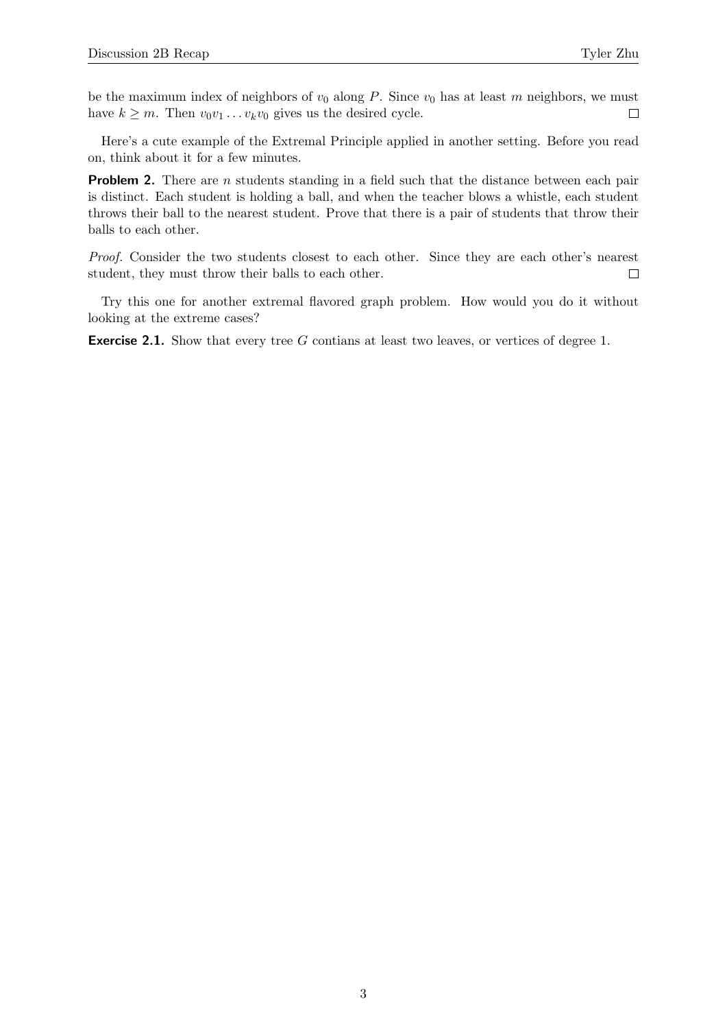be the maximum index of neighbors of $v_0$ along $P$. Since $v_0$ has at least $m$ neighbors, we must have $k \geq m$. Then $v_0 v_1 \dots v_k v_0$ gives us the desired cycle. □

Here's a cute example of the Extremal Principle applied in another setting. Before you read on, think about it for a few minutes.

**Problem 2.** There are $n$ students standing in a field such that the distance between each pair is distinct. Each student is holding a ball, and when the teacher blows a whistle, each student throws their ball to the nearest student. Prove that there is a pair of students that throw their balls to each other.

*Proof.* Consider the two students closest to each other. Since they are each other's nearest student, they must throw their balls to each other. □

Try this one for another extremal flavored graph problem. How would you do it without looking at the extreme cases?

**Exercise 2.1.** Show that every tree $G$ contians at least two leaves, or vertices of degree 1.